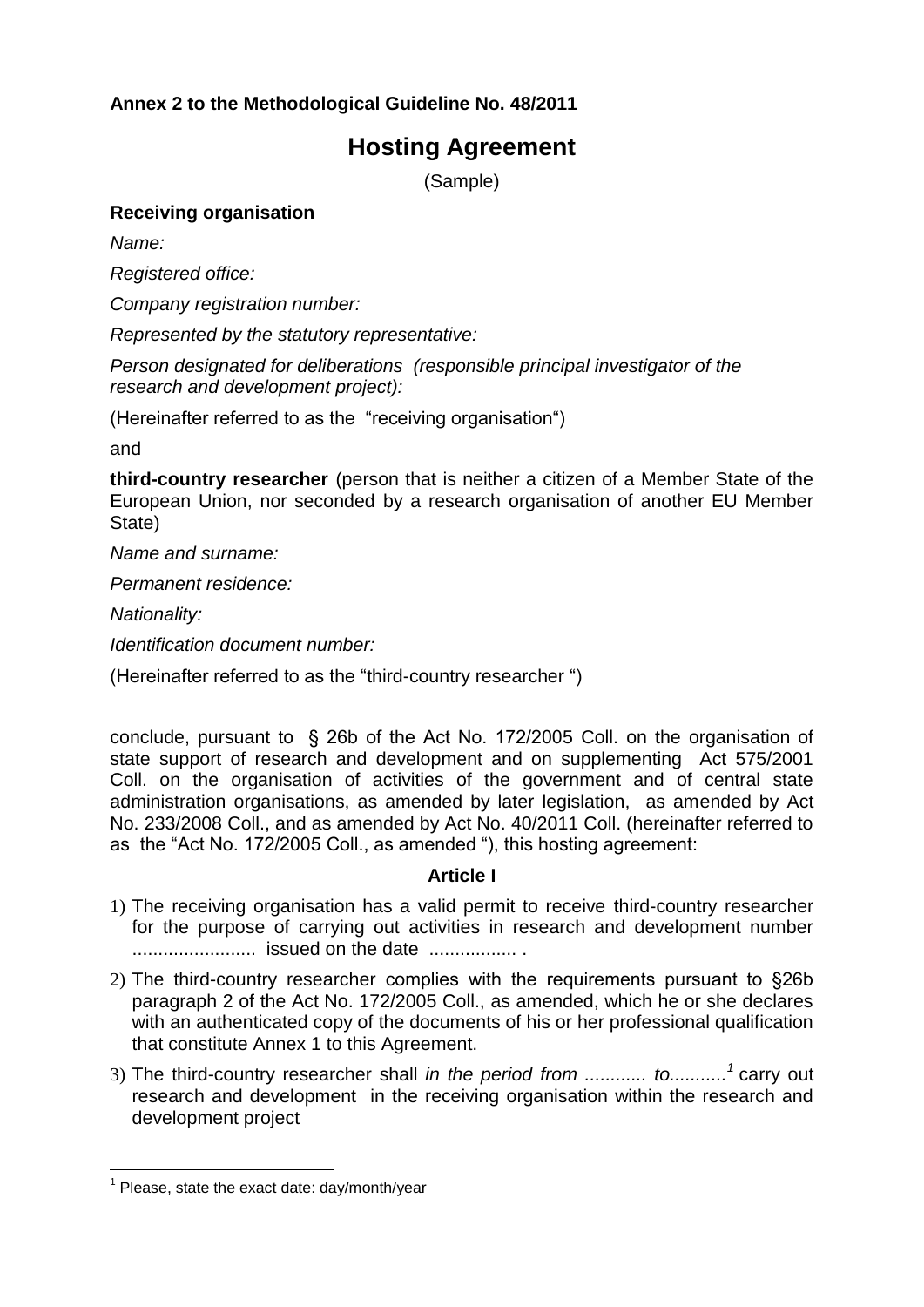**Annex 2 to the Methodological Guideline No. 48/2011**

# Hosting Agreement

(Sample)

**Receiving organisation**

*Name:*

*Registered office:*

*Company registration number:*

*Represented by the statutory representative:*

*Person designated for deliberations (responsible principal investigator of the research and development project):*

(Hereinafter referred to as the "receiving organisation")

and

**third-country researcher** (person that is neither a citizen of a Member State of the European Union, nor seconded by a research organisation of another EU Member State)

*Name and surname:*

*Permanent residence:*

*Nationality:*

*Identification document number:*

(Hereinafter referred to as the "third-country researcher ")

conclude, pursuant to § 26b of the Act No. 172/2005 Coll. on the organisation of state support of research and development and on supplementing Act 575/2001 Coll. on the organisation of activities of the government and of central state administration organisations, as amended by later legislation, as amended by Act No. 233/2008 Coll., and as amended by Act No. 40/2011 Coll. (hereinafter referred to as the "Act No. 172/2005 Coll., as amended "), this hosting agreement:

**Article I**

1) The receiving organisation has a valid permit to receive third-country researcher for the purpose of carrying out activities in research and development number ........................ issued on the date ................. .
2) The third-country researcher complies with the requirements pursuant to §26b paragraph 2 of the Act No. 172/2005 Coll., as amended, which he or she declares with an authenticated copy of the documents of his or her professional qualification that constitute Annex 1 to this Agreement.
3) The third-country researcher shall *in the period from ............ to...........*[1] carry out research and development in the receiving organisation within the research and development project

[1] Please, state the exact date: day/month/year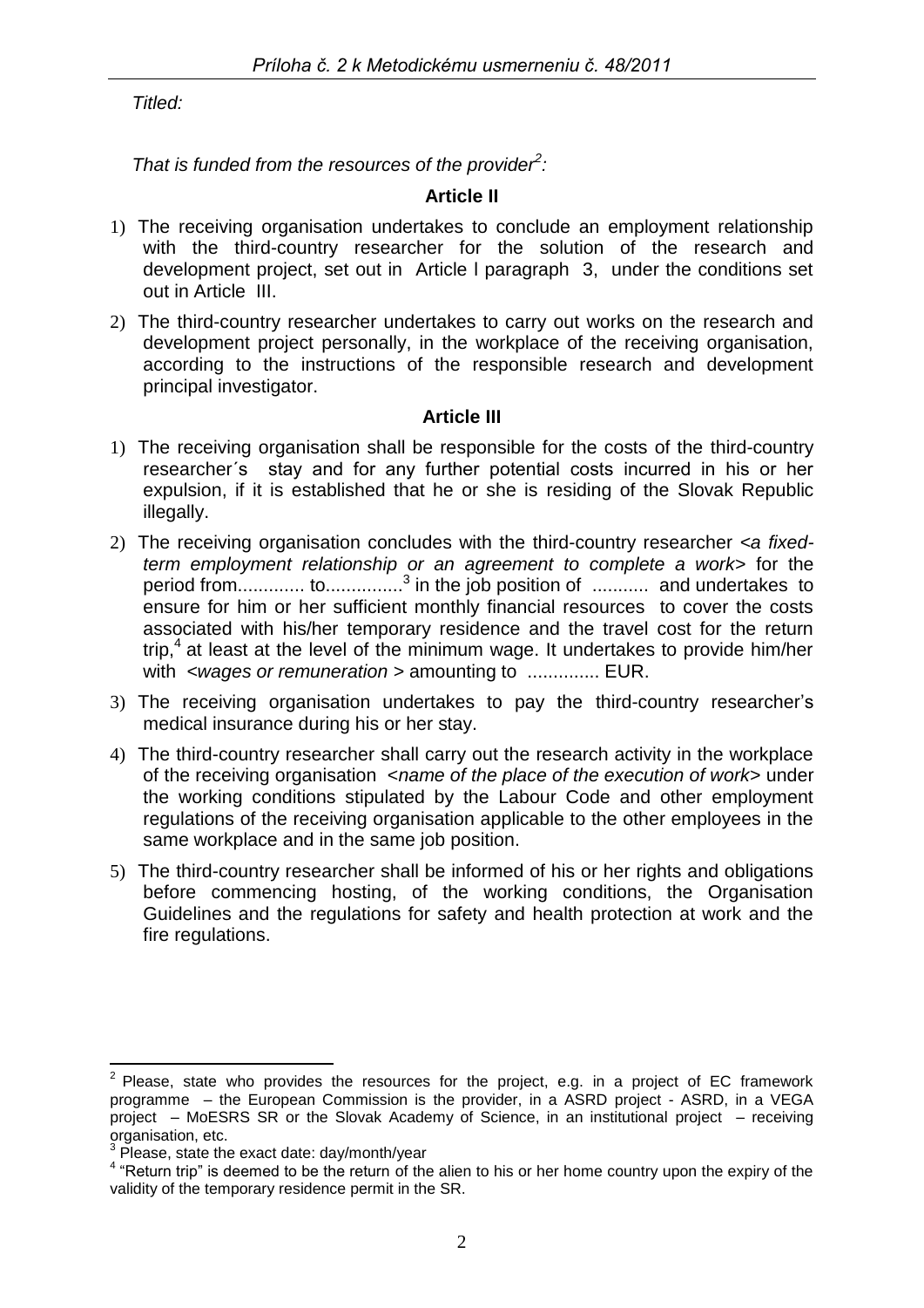*Titled:*

*That is funded from the resources of the provider[2]:*

**Article II**

1) The receiving organisation undertakes to conclude an employment relationship with the third-country researcher for the solution of the research and development project, set out in Article I paragraph 3, under the conditions set out in Article III.
2) The third-country researcher undertakes to carry out works on the research and development project personally, in the workplace of the receiving organisation, according to the instructions of the responsible research and development principal investigator.

**Article III**

1) The receiving organisation shall be responsible for the costs of the third-country researcher´s stay and for any further potential costs incurred in his or her expulsion, if it is established that he or she is residing of the Slovak Republic illegally.
2) The receiving organisation concludes with the third-country researcher <*a fixed-term employment relationship or an agreement to complete a work*> for the period from............. to..............[3] in the job position of ........... and undertakes to ensure for him or her sufficient monthly financial resources to cover the costs associated with his/her temporary residence and the travel cost for the return trip,[4] at least at the level of the minimum wage. It undertakes to provide him/her with <*wages or remuneration* > amounting to .............. EUR.
3) The receiving organisation undertakes to pay the third-country researcher's medical insurance during his or her stay.
4) The third-country researcher shall carry out the research activity in the workplace of the receiving organisation <*name of the place of the execution of work*> under the working conditions stipulated by the Labour Code and other employment regulations of the receiving organisation applicable to the other employees in the same workplace and in the same job position.
5) The third-country researcher shall be informed of his or her rights and obligations before commencing hosting, of the working conditions, the Organisation Guidelines and the regulations for safety and health protection at work and the fire regulations.

---

[2] Please, state who provides the resources for the project, e.g. in a project of EC framework programme – the European Commission is the provider, in a ASRD project - ASRD, in a VEGA project – MoESRS SR or the Slovak Academy of Science, in an institutional project – receiving organisation, etc.

[3] Please, state the exact date: day/month/year

[4] "Return trip" is deemed to be the return of the alien to his or her home country upon the expiry of the validity of the temporary residence permit in the SR.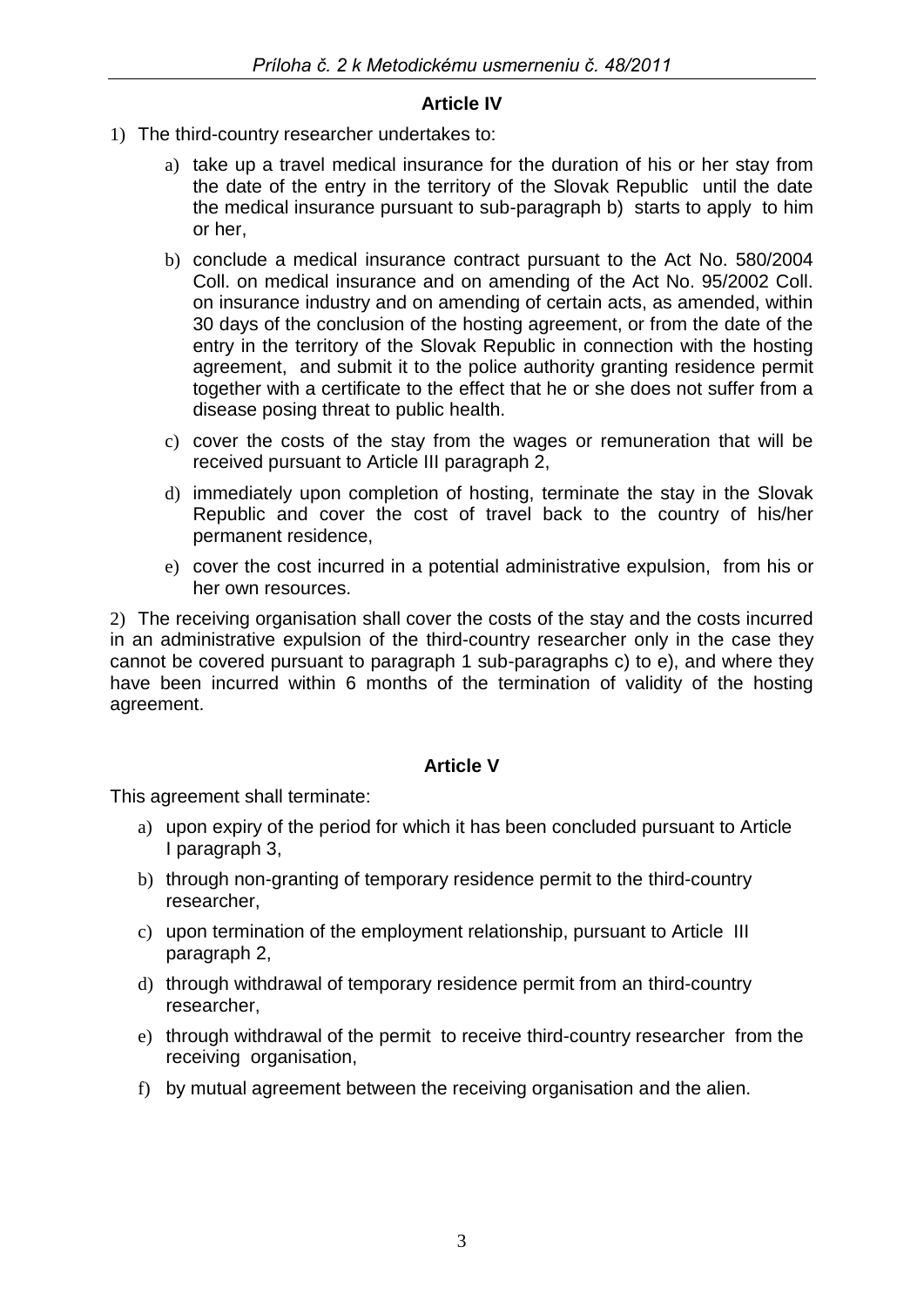## Article IV

1) The third-country researcher undertakes to:

   a) take up a travel medical insurance for the duration of his or her stay from the date of the entry in the territory of the Slovak Republic until the date the medical insurance pursuant to sub-paragraph b) starts to apply to him or her,

   b) conclude a medical insurance contract pursuant to the Act No. 580/2004 Coll. on medical insurance and on amending of the Act No. 95/2002 Coll. on insurance industry and on amending of certain acts, as amended, within 30 days of the conclusion of the hosting agreement, or from the date of the entry in the territory of the Slovak Republic in connection with the hosting agreement, and submit it to the police authority granting residence permit together with a certificate to the effect that he or she does not suffer from a disease posing threat to public health.

   c) cover the costs of the stay from the wages or remuneration that will be received pursuant to Article III paragraph 2,

   d) immediately upon completion of hosting, terminate the stay in the Slovak Republic and cover the cost of travel back to the country of his/her permanent residence,

   e) cover the cost incurred in a potential administrative expulsion, from his or her own resources.

2) The receiving organisation shall cover the costs of the stay and the costs incurred in an administrative expulsion of the third-country researcher only in the case they cannot be covered pursuant to paragraph 1 sub-paragraphs c) to e), and where they have been incurred within 6 months of the termination of validity of the hosting agreement.

## Article V

This agreement shall terminate:

a) upon expiry of the period for which it has been concluded pursuant to Article I paragraph 3,

b) through non-granting of temporary residence permit to the third-country researcher,

c) upon termination of the employment relationship, pursuant to Article III paragraph 2,

d) through withdrawal of temporary residence permit from an third-country researcher,

e) through withdrawal of the permit to receive third-country researcher from the receiving organisation,

f) by mutual agreement between the receiving organisation and the alien.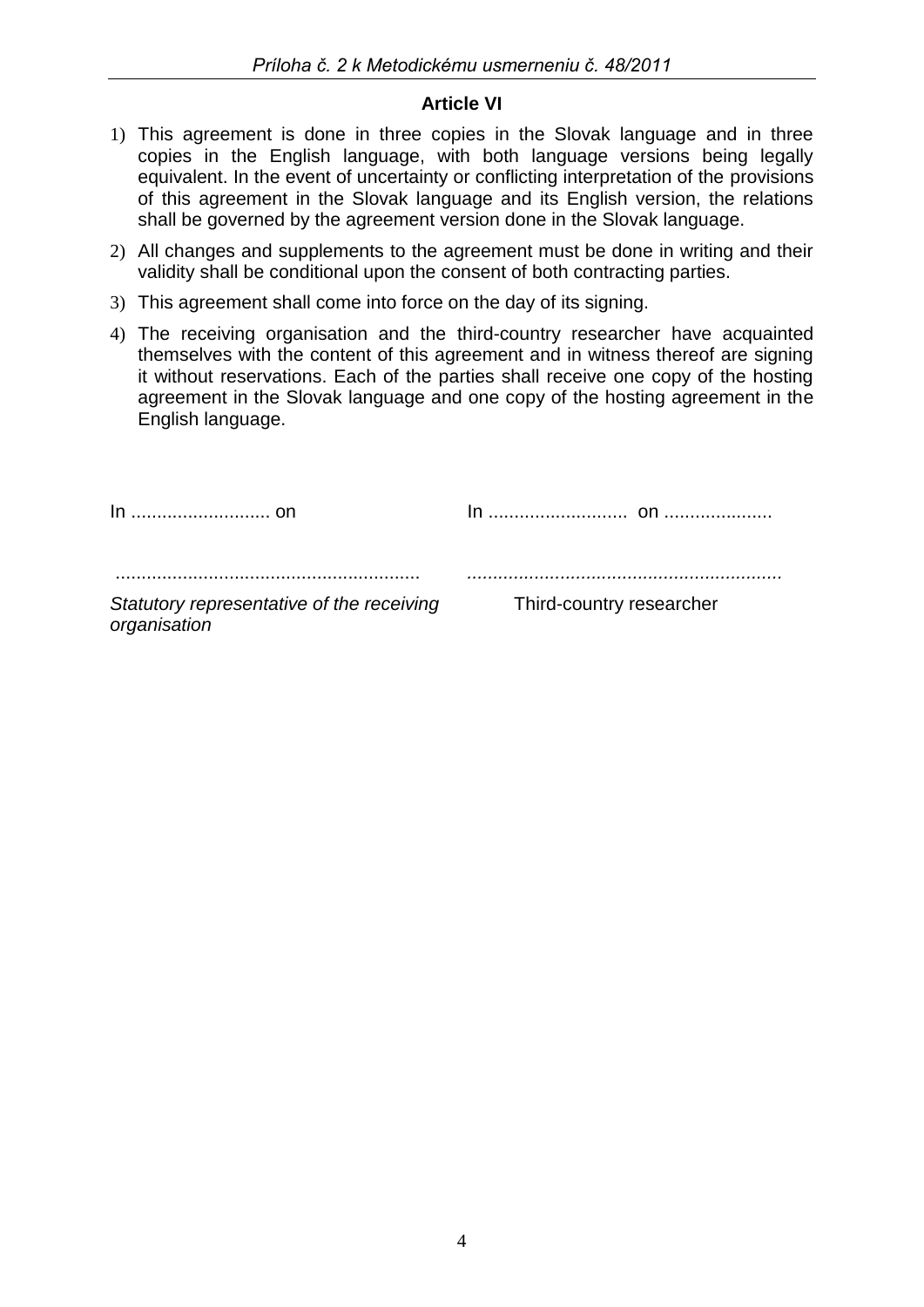### Article VI

1) This agreement is done in three copies in the Slovak language and in three copies in the English language, with both language versions being legally equivalent. In the event of uncertainty or conflicting interpretation of the provisions of this agreement in the Slovak language and its English version, the relations shall be governed by the agreement version done in the Slovak language.
2) All changes and supplements to the agreement must be done in writing and their validity shall be conditional upon the consent of both contracting parties.
3) This agreement shall come into force on the day of its signing.
4) The receiving organisation and the third-country researcher have acquainted themselves with the content of this agreement and in witness thereof are signing it without reservations. Each of the parties shall receive one copy of the hosting agreement in the Slovak language and one copy of the hosting agreement in the English language.

In ........................... on

In ........................... on .....................

..........................................................

*Statutory representative of the receiving organisation*

..........................................................

Third-country researcher